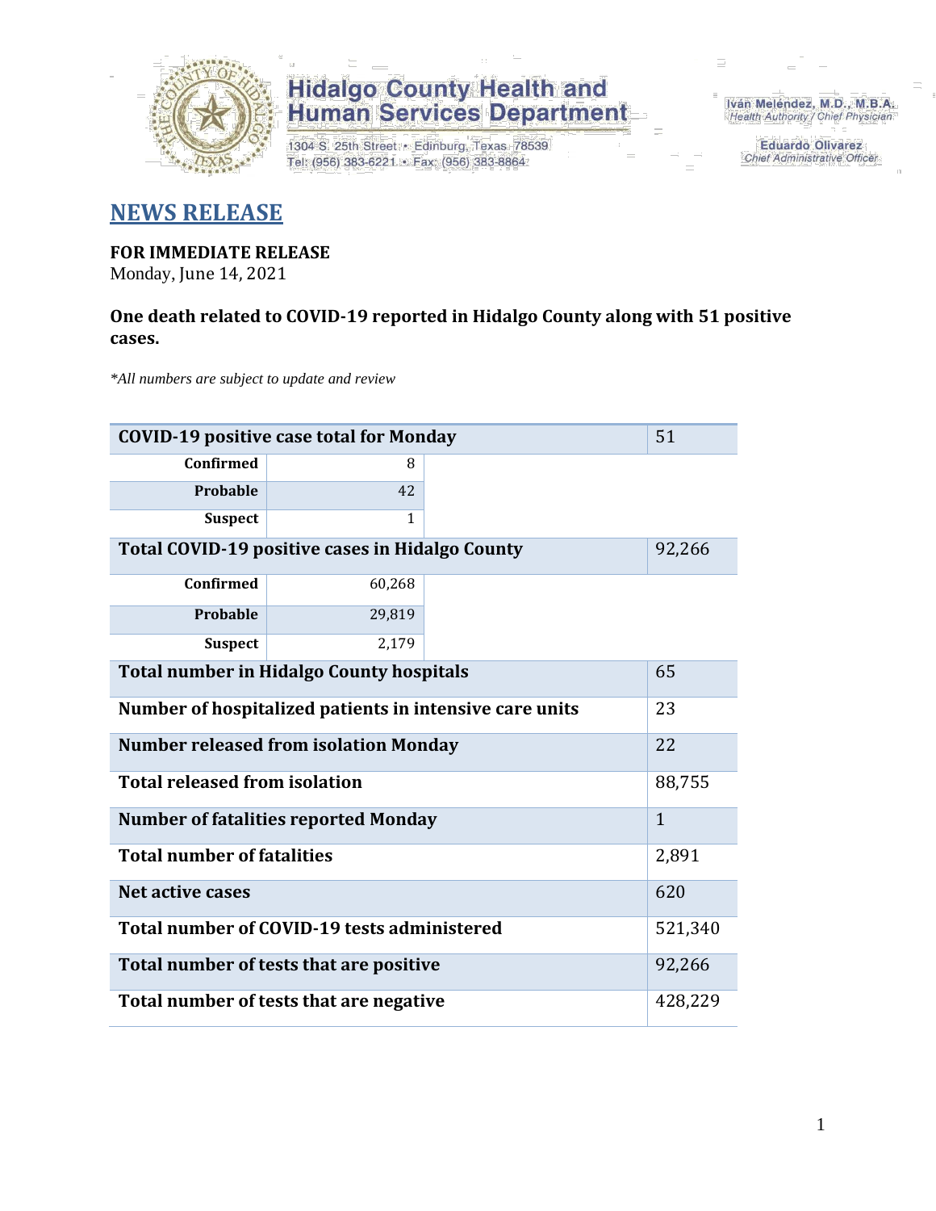**Hidalgo County Health and Human Services Department**

1304 S. 25th Street • Edinburg, Texas 78539
Tel: (956) 383-6221 • Fax: (956) 383-8864

Iván Meléndez, M.D., M.B.A.
Health Authority / Chief Physician

Eduardo Olivarez
Chief Administrative Officer

# NEWS RELEASE

**FOR IMMEDIATE RELEASE**
Monday, June 14, 2021

**One death related to COVID-19 reported in Hidalgo County along with 51 positive cases.**

*\*All numbers are subject to update and review*

| COVID-19 positive case total for Monday | | 51 |
|---|---|---|
| Confirmed | 8 | |
| Probable | 42 | |
| Suspect | 1 | |
| **Total COVID-19 positive cases in Hidalgo County** | | 92,266 |
| Confirmed | 60,268 | |
| Probable | 29,819 | |
| Suspect | 2,179 | |
| **Total number in Hidalgo County hospitals** | | 65 |
| **Number of hospitalized patients in intensive care units** | | 23 |
| **Number released from isolation Monday** | | 22 |
| **Total released from isolation** | | 88,755 |
| **Number of fatalities reported Monday** | | 1 |
| **Total number of fatalities** | | 2,891 |
| **Net active cases** | | 620 |
| **Total number of COVID-19 tests administered** | | 521,340 |
| **Total number of tests that are positive** | | 92,266 |
| **Total number of tests that are negative** | | 428,229 |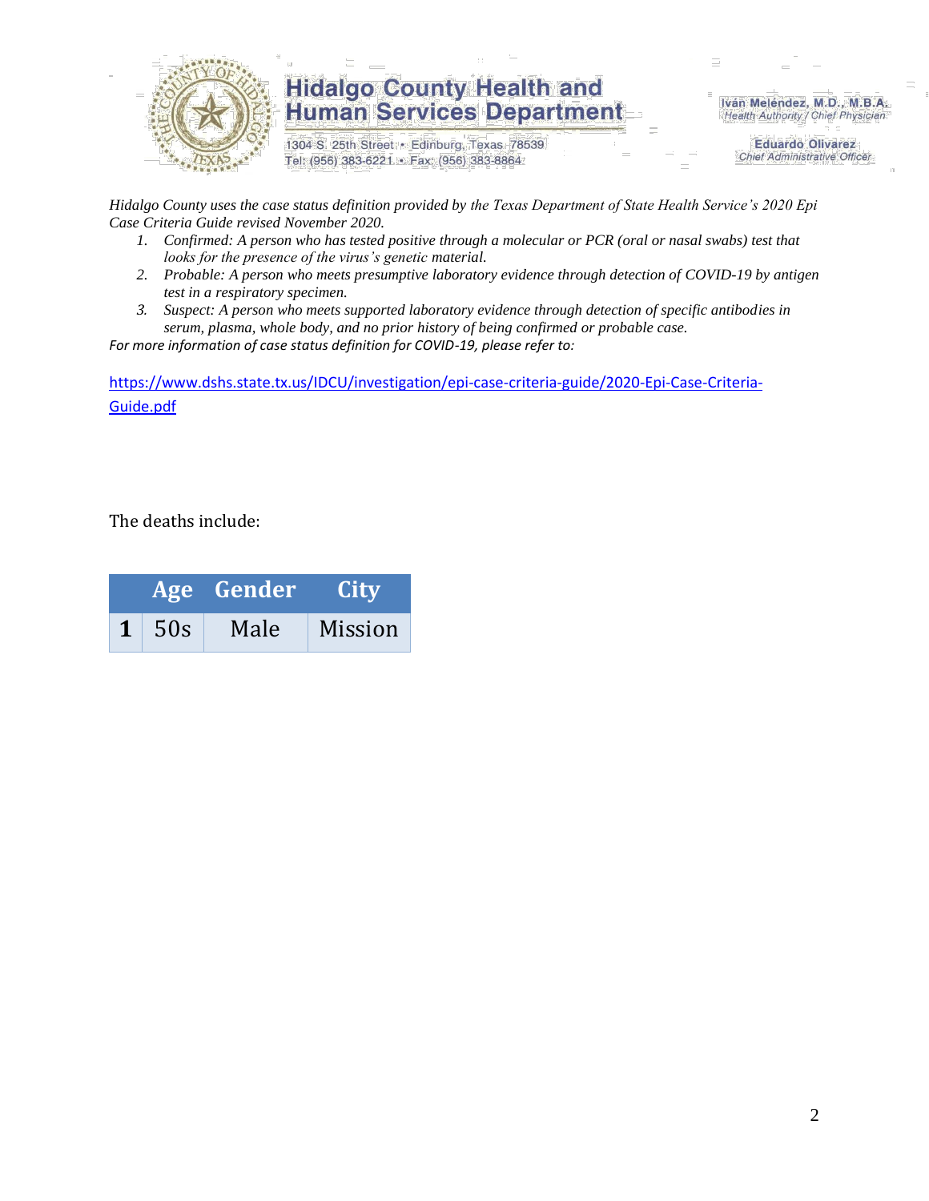*Hidalgo County uses the case status definition provided by the Texas Department of State Health Service's 2020 Epi Case Criteria Guide revised November 2020.*

1. *Confirmed: A person who has tested positive through a molecular or PCR (oral or nasal swabs) test that looks for the presence of the virus's genetic material.*
2. *Probable: A person who meets presumptive laboratory evidence through detection of COVID-19 by antigen test in a respiratory specimen.*
3. *Suspect: A person who meets supported laboratory evidence through detection of specific antibodies in serum, plasma, whole body, and no prior history of being confirmed or probable case.*

*For more information of case status definition for COVID-19, please refer to:*

https://www.dshs.state.tx.us/IDCU/investigation/epi-case-criteria-guide/2020-Epi-Case-Criteria-Guide.pdf

The deaths include:

| | Age | Gender | City |
|---|---|---|---|
| **1** | 50s | Male | Mission |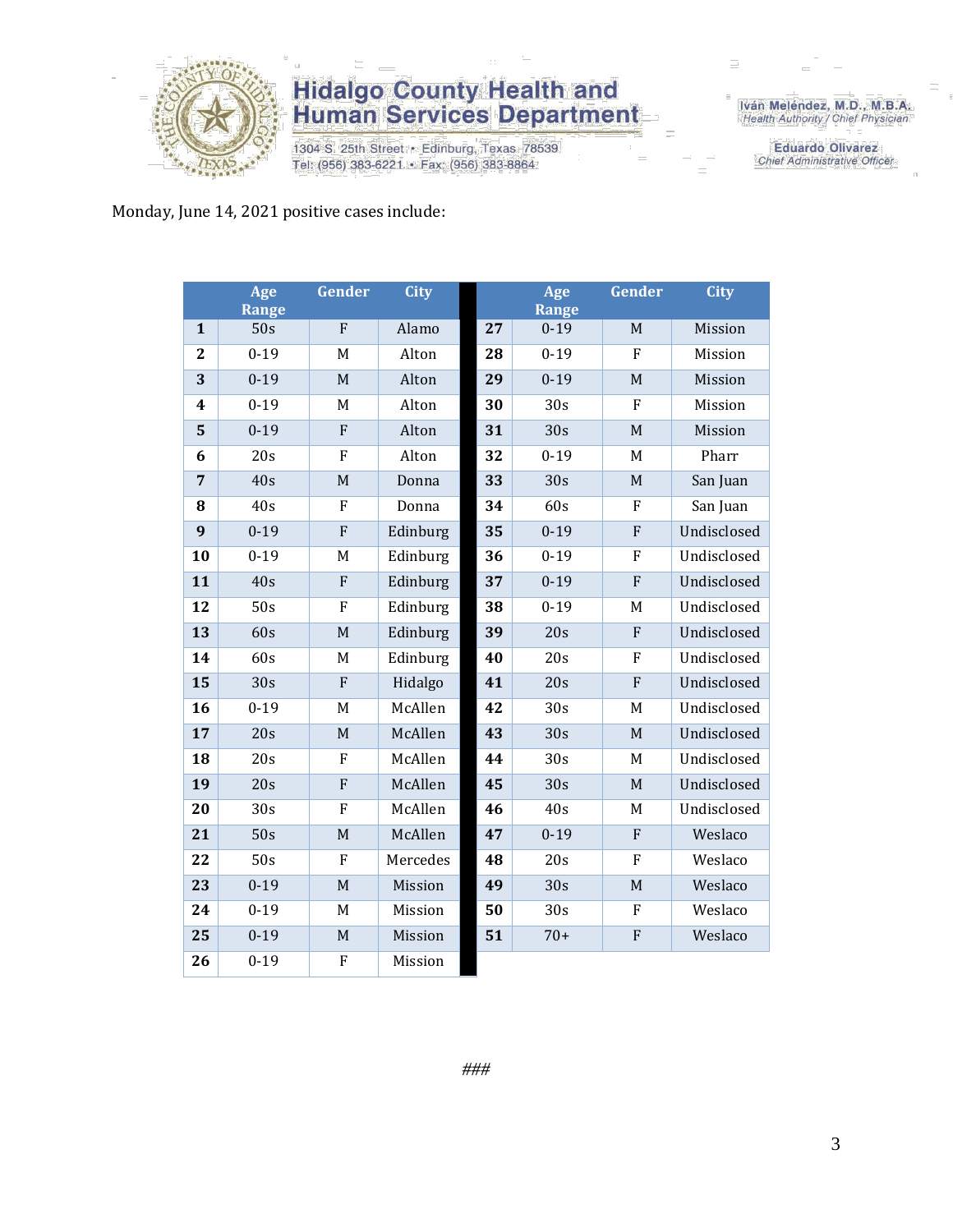Hidalgo County Health and Human Services Department

1304 S. 25th Street • Edinburg, Texas 78539
Tel: (956) 383-6221 • Fax: (956) 383-8864

Iván Meléndez, M.D., M.B.A.
Health Authority / Chief Physician

Eduardo Olivarez
Chief Administrative Officer

Monday, June 14, 2021 positive cases include:

| | Age Range | Gender | City | | Age Range | Gender | City |
|---|---|---|---|---|---|---|---|
| **1** | 50s | F | Alamo | **27** | 0-19 | M | Mission |
| **2** | 0-19 | M | Alton | **28** | 0-19 | F | Mission |
| **3** | 0-19 | M | Alton | **29** | 0-19 | M | Mission |
| **4** | 0-19 | M | Alton | **30** | 30s | F | Mission |
| **5** | 0-19 | F | Alton | **31** | 30s | M | Mission |
| **6** | 20s | F | Alton | **32** | 0-19 | M | Pharr |
| **7** | 40s | M | Donna | **33** | 30s | M | San Juan |
| **8** | 40s | F | Donna | **34** | 60s | F | San Juan |
| **9** | 0-19 | F | Edinburg | **35** | 0-19 | F | Undisclosed |
| **10** | 0-19 | M | Edinburg | **36** | 0-19 | F | Undisclosed |
| **11** | 40s | F | Edinburg | **37** | 0-19 | F | Undisclosed |
| **12** | 50s | F | Edinburg | **38** | 0-19 | M | Undisclosed |
| **13** | 60s | M | Edinburg | **39** | 20s | F | Undisclosed |
| **14** | 60s | M | Edinburg | **40** | 20s | F | Undisclosed |
| **15** | 30s | F | Hidalgo | **41** | 20s | F | Undisclosed |
| **16** | 0-19 | M | McAllen | **42** | 30s | M | Undisclosed |
| **17** | 20s | M | McAllen | **43** | 30s | M | Undisclosed |
| **18** | 20s | F | McAllen | **44** | 30s | M | Undisclosed |
| **19** | 20s | F | McAllen | **45** | 30s | M | Undisclosed |
| **20** | 30s | F | McAllen | **46** | 40s | M | Undisclosed |
| **21** | 50s | M | McAllen | **47** | 0-19 | F | Weslaco |
| **22** | 50s | F | Mercedes | **48** | 20s | F | Weslaco |
| **23** | 0-19 | M | Mission | **49** | 30s | M | Weslaco |
| **24** | 0-19 | M | Mission | **50** | 30s | F | Weslaco |
| **25** | 0-19 | M | Mission | **51** | 70+ | F | Weslaco |
| **26** | 0-19 | F | Mission | | | | |

###